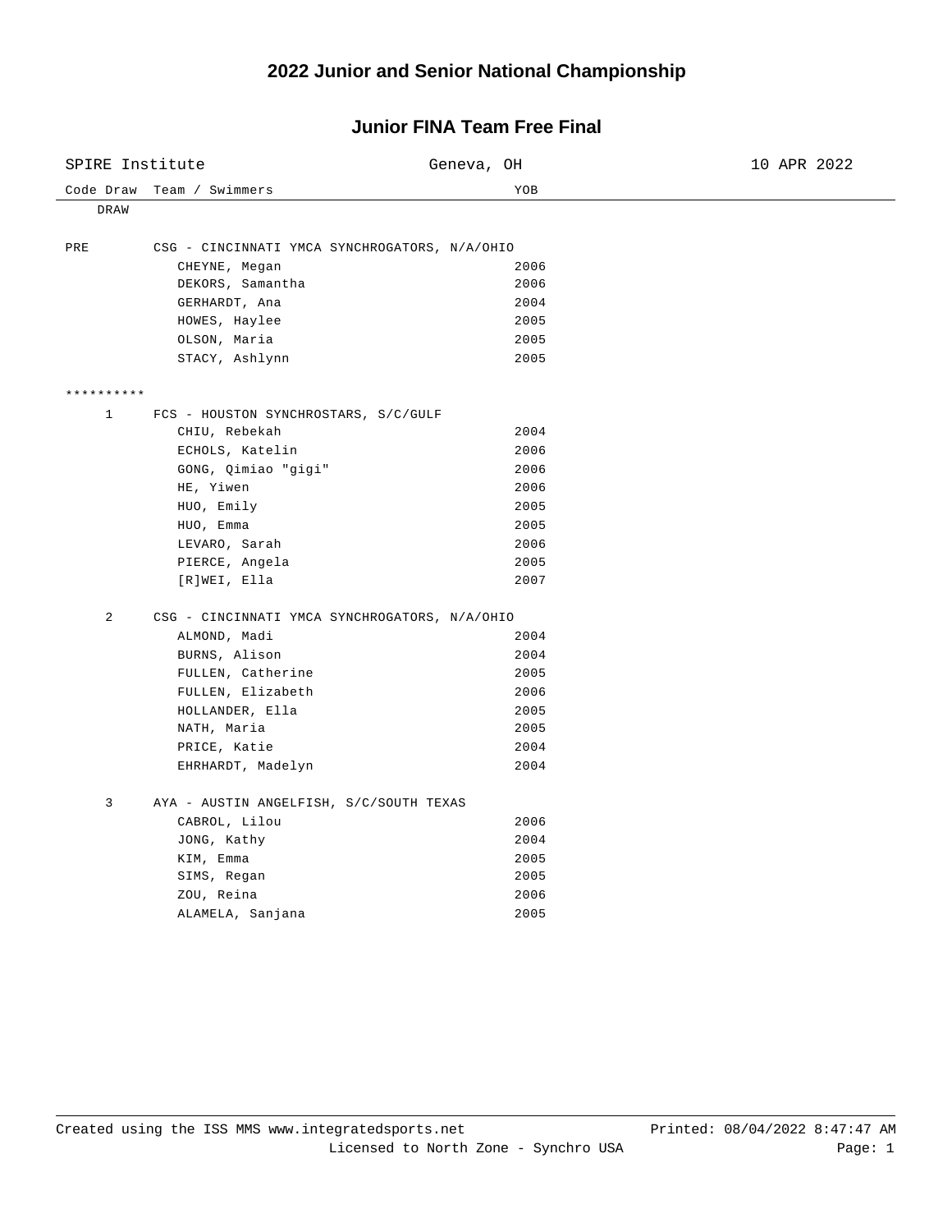# 2022 Junior and Senior National Championship

## Junior FINA Team Free Final

SPIRE Institute | Geneva, OH | 10 APR 2022

| Code Draw | Team / Swimmers | YOB |
|---|---|---|
| DRAW | | |
| PRE | CSG - CINCINNATI YMCA SYNCHROGATORS, N/A/OHIO | |
| | CHEYNE, Megan | 2006 |
| | DEKORS, Samantha | 2006 |
| | GERHARDT, Ana | 2004 |
| | HOWES, Haylee | 2005 |
| | OLSON, Maria | 2005 |
| | STACY, Ashlynn | 2005 |
| ********** | | |
| 1 | FCS - HOUSTON SYNCHROSTARS, S/C/GULF | |
| | CHIU, Rebekah | 2004 |
| | ECHOLS, Katelin | 2006 |
| | GONG, Qimiao "gigi" | 2006 |
| | HE, Yiwen | 2006 |
| | HUO, Emily | 2005 |
| | HUO, Emma | 2005 |
| | LEVARO, Sarah | 2006 |
| | PIERCE, Angela | 2005 |
| | [R]WEI, Ella | 2007 |
| 2 | CSG - CINCINNATI YMCA SYNCHROGATORS, N/A/OHIO | |
| | ALMOND, Madi | 2004 |
| | BURNS, Alison | 2004 |
| | FULLEN, Catherine | 2005 |
| | FULLEN, Elizabeth | 2006 |
| | HOLLANDER, Ella | 2005 |
| | NATH, Maria | 2005 |
| | PRICE, Katie | 2004 |
| | EHRHARDT, Madelyn | 2004 |
| 3 | AYA - AUSTIN ANGELFISH, S/C/SOUTH TEXAS | |
| | CABROL, Lilou | 2006 |
| | JONG, Kathy | 2004 |
| | KIM, Emma | 2005 |
| | SIMS, Regan | 2005 |
| | ZOU, Reina | 2006 |
| | ALAMELA, Sanjana | 2005 |

Created using the ISS MMS www.integratedsports.net | Printed: 08/04/2022 8:47:47 AM
Licensed to North Zone - Synchro USA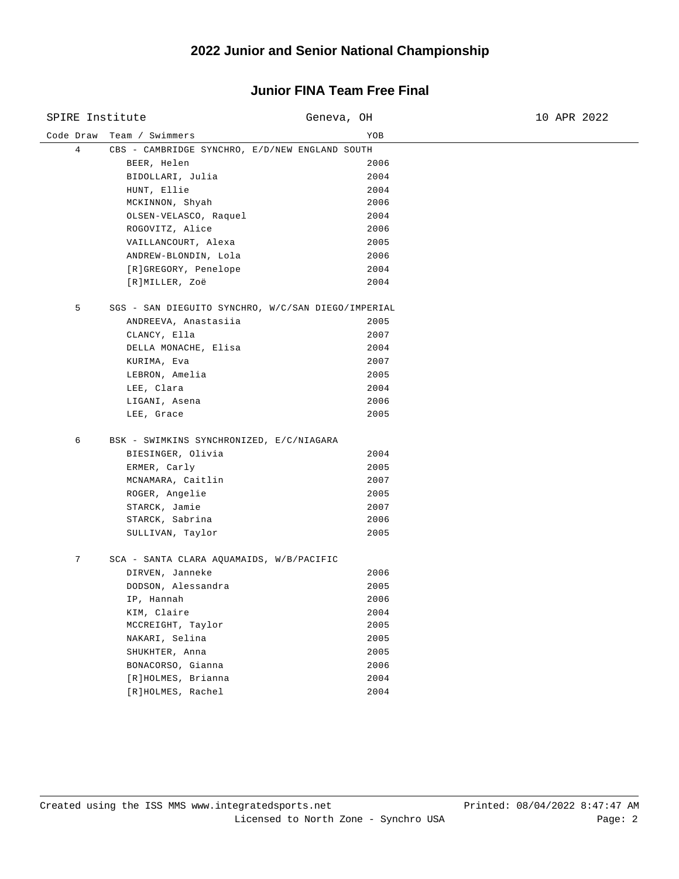## 2022 Junior and Senior National Championship

### Junior FINA Team Free Final

SPIRE Institute — Geneva, OH — 10 APR 2022

| Code Draw | Team / Swimmers | YOB |
|---|---|---|
| 4 | CBS - CAMBRIDGE SYNCHRO, E/D/NEW ENGLAND SOUTH | |
| | BEER, Helen | 2006 |
| | BIDOLLARI, Julia | 2004 |
| | HUNT, Ellie | 2004 |
| | MCKINNON, Shyah | 2006 |
| | OLSEN-VELASCO, Raquel | 2004 |
| | ROGOVITZ, Alice | 2006 |
| | VAILLANCOURT, Alexa | 2005 |
| | ANDREW-BLONDIN, Lola | 2006 |
| | [R]GREGORY, Penelope | 2004 |
| | [R]MILLER, Zoë | 2004 |
| 5 | SGS - SAN DIEGUITO SYNCHRO, W/C/SAN DIEGO/IMPERIAL | |
| | ANDREEVA, Anastasiia | 2005 |
| | CLANCY, Ella | 2007 |
| | DELLA MONACHE, Elisa | 2004 |
| | KURIMA, Eva | 2007 |
| | LEBRON, Amelia | 2005 |
| | LEE, Clara | 2004 |
| | LIGANI, Asena | 2006 |
| | LEE, Grace | 2005 |
| 6 | BSK - SWIMKINS SYNCHRONIZED, E/C/NIAGARA | |
| | BIESINGER, Olivia | 2004 |
| | ERMER, Carly | 2005 |
| | MCNAMARA, Caitlin | 2007 |
| | ROGER, Angelie | 2005 |
| | STARCK, Jamie | 2007 |
| | STARCK, Sabrina | 2006 |
| | SULLIVAN, Taylor | 2005 |
| 7 | SCA - SANTA CLARA AQUAMAIDS, W/B/PACIFIC | |
| | DIRVEN, Janneke | 2006 |
| | DODSON, Alessandra | 2005 |
| | IP, Hannah | 2006 |
| | KIM, Claire | 2004 |
| | MCCREIGHT, Taylor | 2005 |
| | NAKARI, Selina | 2005 |
| | SHUKHTER, Anna | 2005 |
| | BONACORSO, Gianna | 2006 |
| | [R]HOLMES, Brianna | 2004 |
| | [R]HOLMES, Rachel | 2004 |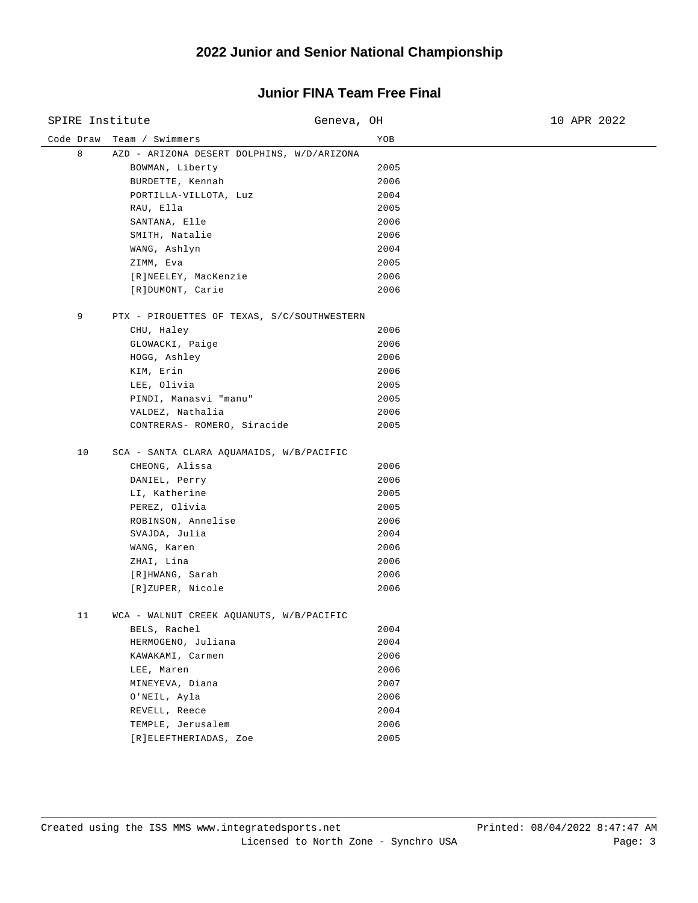# 2022 Junior and Senior National Championship

## Junior FINA Team Free Final

SPIRE Institute — Geneva, OH — 10 APR 2022

| Code Draw | Team / Swimmers | YOB |
| --- | --- | --- |
| 8 | AZD - ARIZONA DESERT DOLPHINS, W/D/ARIZONA | |
| | BOWMAN, Liberty | 2005 |
| | BURDETTE, Kennah | 2006 |
| | PORTILLA-VILLOTA, Luz | 2004 |
| | RAU, Ella | 2005 |
| | SANTANA, Elle | 2006 |
| | SMITH, Natalie | 2006 |
| | WANG, Ashlyn | 2004 |
| | ZIMM, Eva | 2005 |
| | [R]NEELEY, MacKenzie | 2006 |
| | [R]DUMONT, Carie | 2006 |
| 9 | PTX - PIROUETTES OF TEXAS, S/C/SOUTHWESTERN | |
| | CHU, Haley | 2006 |
| | GLOWACKI, Paige | 2006 |
| | HOGG, Ashley | 2006 |
| | KIM, Erin | 2006 |
| | LEE, Olivia | 2005 |
| | PINDI, Manasvi "manu" | 2005 |
| | VALDEZ, Nathalia | 2006 |
| | CONTRERAS- ROMERO, Siracide | 2005 |
| 10 | SCA - SANTA CLARA AQUAMAIDS, W/B/PACIFIC | |
| | CHEONG, Alissa | 2006 |
| | DANIEL, Perry | 2006 |
| | LI, Katherine | 2005 |
| | PEREZ, Olivia | 2005 |
| | ROBINSON, Annelise | 2006 |
| | SVAJDA, Julia | 2004 |
| | WANG, Karen | 2006 |
| | ZHAI, Lina | 2006 |
| | [R]HWANG, Sarah | 2006 |
| | [R]ZUPER, Nicole | 2006 |
| 11 | WCA - WALNUT CREEK AQUANUTS, W/B/PACIFIC | |
| | BELS, Rachel | 2004 |
| | HERMOGENO, Juliana | 2004 |
| | KAWAKAMI, Carmen | 2006 |
| | LEE, Maren | 2006 |
| | MINEYEVA, Diana | 2007 |
| | O'NEIL, Ayla | 2006 |
| | REVELL, Reece | 2004 |
| | TEMPLE, Jerusalem | 2006 |
| | [R]ELEFTHERIADAS, Zoe | 2005 |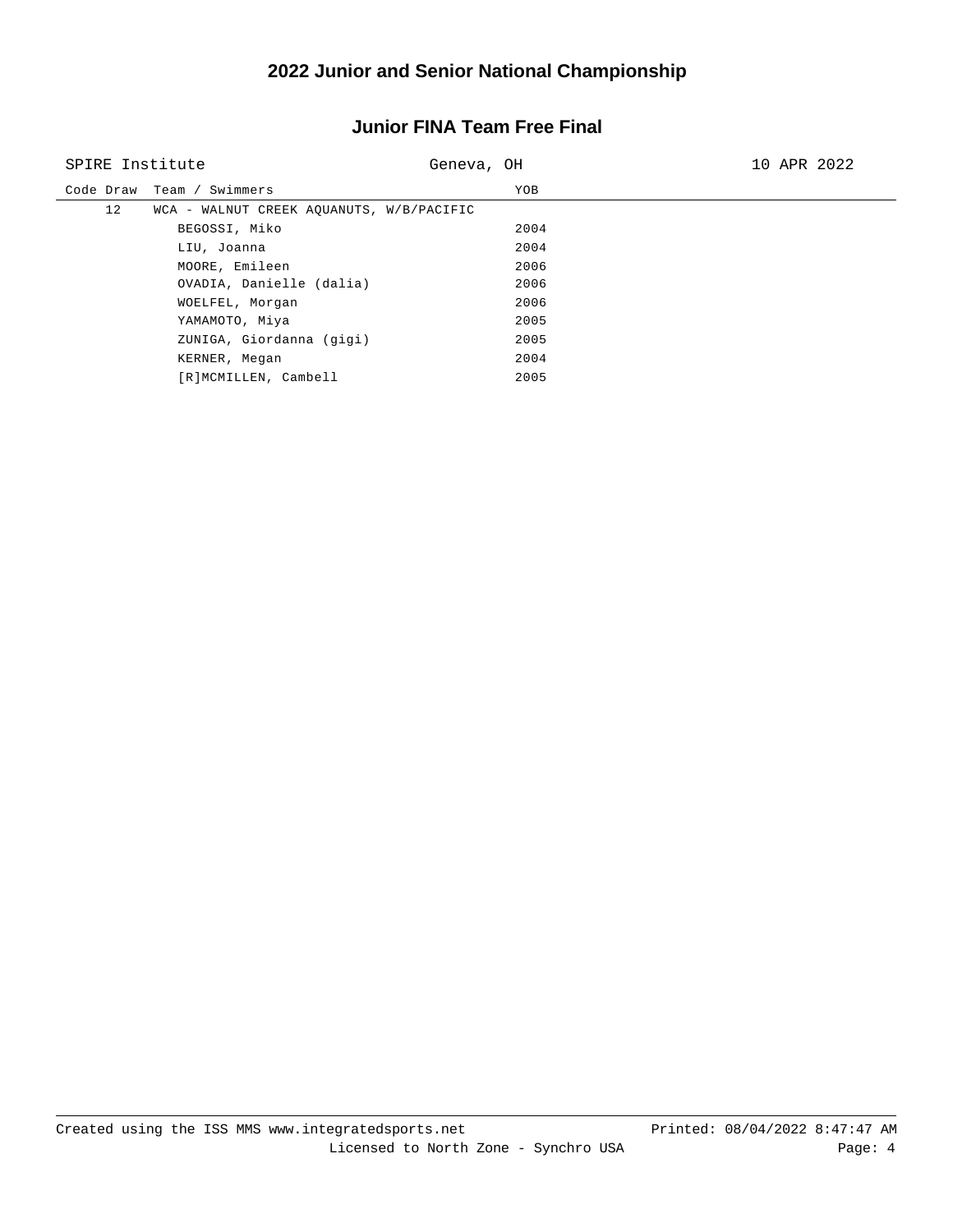# 2022 Junior and Senior National Championship

## Junior FINA Team Free Final

SPIRE Institute | Geneva, OH | 10 APR 2022

| Code | Draw | Team / Swimmers | YOB |
|---|---|---|---|
| | 12 | WCA - WALNUT CREEK AQUANUTS, W/B/PACIFIC | |
| | | BEGOSSI, Miko | 2004 |
| | | LIU, Joanna | 2004 |
| | | MOORE, Emileen | 2006 |
| | | OVADIA, Danielle (dalia) | 2006 |
| | | WOELFEL, Morgan | 2006 |
| | | YAMAMOTO, Miya | 2005 |
| | | ZUNIGA, Giordanna (gigi) | 2005 |
| | | KERNER, Megan | 2004 |
| | | [R]MCMILLEN, Cambell | 2005 |

Created using the ISS MMS www.integratedsports.net
Printed: 08/04/2022 8:47:47 AM
Licensed to North Zone - Synchro USA